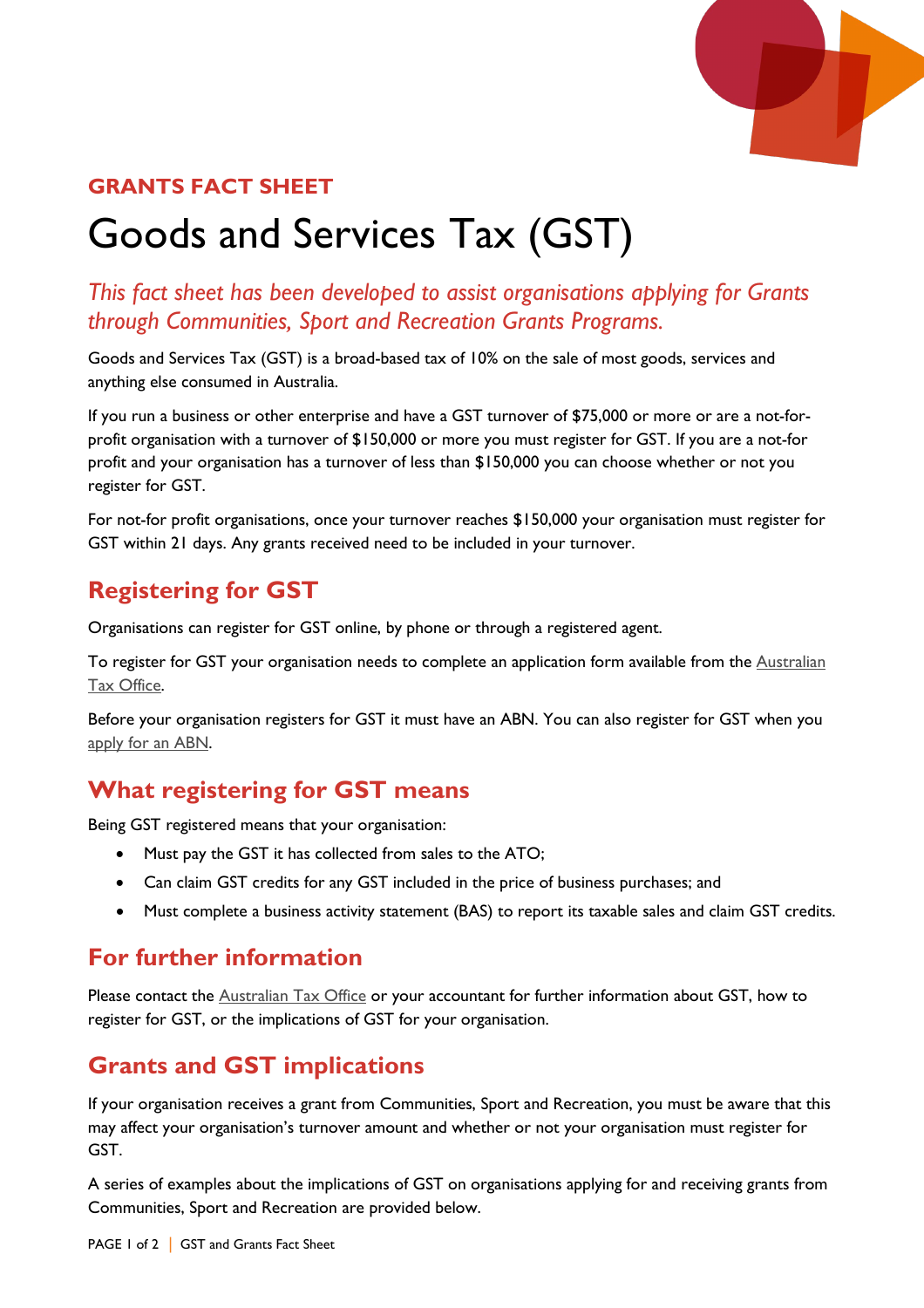**GRANTS FACT SHEET**

# Goods and Services Tax (GST)

*This fact sheet has been developed to assist organisations applying for Grants through Communities, Sport and Recreation Grants Programs.*

Goods and Services Tax (GST) is a broad-based tax of 10% on the sale of most goods, services and anything else consumed in Australia.

If you run a business or other enterprise and have a GST turnover of $75,000 or more or are a not-for-profit organisation with a turnover of $150,000 or more you must register for GST. If you are a not-for profit and your organisation has a turnover of less than $150,000 you can choose whether or not you register for GST.

For not-for profit organisations, once your turnover reaches $150,000 your organisation must register for GST within 21 days. Any grants received need to be included in your turnover.

## Registering for GST

Organisations can register for GST online, by phone or through a registered agent.

To register for GST your organisation needs to complete an application form available from the Australian Tax Office.

Before your organisation registers for GST it must have an ABN. You can also register for GST when you apply for an ABN.

## What registering for GST means

Being GST registered means that your organisation:

- Must pay the GST it has collected from sales to the ATO;
- Can claim GST credits for any GST included in the price of business purchases; and
- Must complete a business activity statement (BAS) to report its taxable sales and claim GST credits.

## For further information

Please contact the Australian Tax Office or your accountant for further information about GST, how to register for GST, or the implications of GST for your organisation.

## Grants and GST implications

If your organisation receives a grant from Communities, Sport and Recreation, you must be aware that this may affect your organisation's turnover amount and whether or not your organisation must register for GST.

A series of examples about the implications of GST on organisations applying for and receiving grants from Communities, Sport and Recreation are provided below.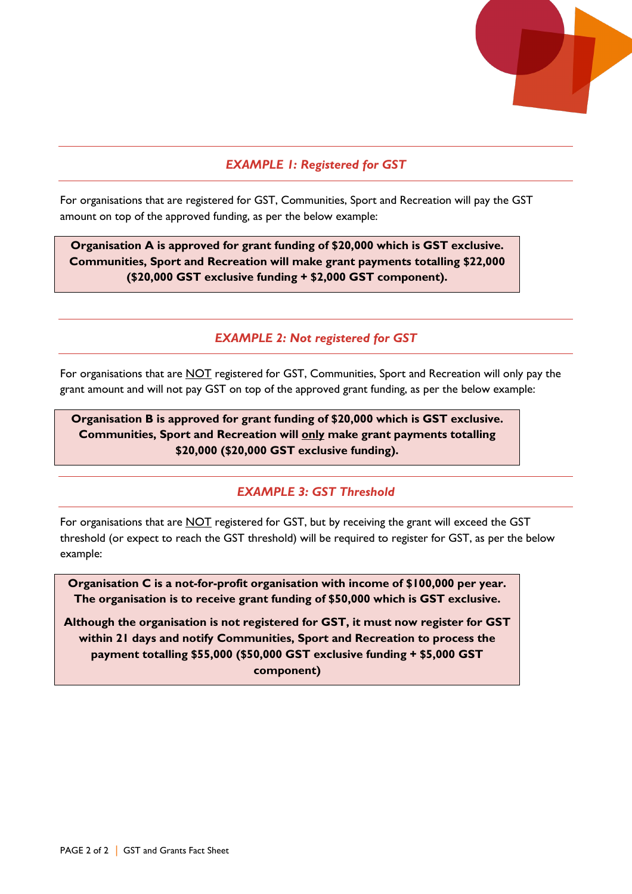### *EXAMPLE 1: Registered for GST*

For organisations that are registered for GST, Communities, Sport and Recreation will pay the GST amount on top of the approved funding, as per the below example:

**Organisation A is approved for grant funding of $20,000 which is GST exclusive. Communities, Sport and Recreation will make grant payments totalling $22,000 ($20,000 GST exclusive funding + $2,000 GST component).**

### *EXAMPLE 2: Not registered for GST*

For organisations that are <u>NOT</u> registered for GST, Communities, Sport and Recreation will only pay the grant amount and will not pay GST on top of the approved grant funding, as per the below example:

**Organisation B is approved for grant funding of $20,000 which is GST exclusive. Communities, Sport and Recreation will <u>only</u> make grant payments totalling $20,000 ($20,000 GST exclusive funding).**

### *EXAMPLE 3: GST Threshold*

For organisations that are <u>NOT</u> registered for GST, but by receiving the grant will exceed the GST threshold (or expect to reach the GST threshold) will be required to register for GST, as per the below example:

**Organisation C is a not-for-profit organisation with income of $100,000 per year. The organisation is to receive grant funding of $50,000 which is GST exclusive.**

**Although the organisation is not registered for GST, it must now register for GST within 21 days and notify Communities, Sport and Recreation to process the payment totalling $55,000 ($50,000 GST exclusive funding + $5,000 GST component)**